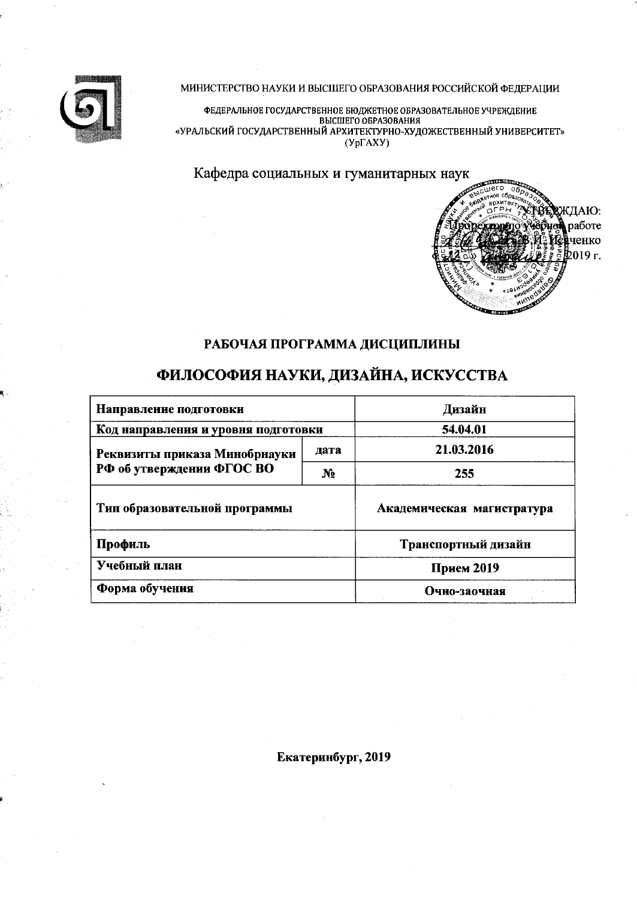МИНИСТЕРСТВО НАУКИ И ВЫСШЕГО ОБРАЗОВАНИЯ РОССИЙСКОЙ ФЕДЕРАЦИИ

ФЕДЕРАЛЬНОЕ ГОСУДАРСТВЕННОЕ БЮДЖЕТНОЕ ОБРАЗОВАТЕЛЬНОЕ УЧРЕЖДЕНИЕ ВЫСШЕГО ОБРАЗОВАНИЯ
«УРАЛЬСКИЙ ГОСУДАРСТВЕННЫЙ АРХИТЕКТУРНО-ХУДОЖЕСТВЕННЫЙ УНИВЕРСИТЕТ»
(УрГАХУ)

Кафедра социальных и гуманитарных наук

УТВЕРЖДАЮ:
Проректор по учебной работе
В.И. Исаченко
2019 г.

# РАБОЧАЯ ПРОГРАММА ДИСЦИПЛИНЫ

# ФИЛОСОФИЯ НАУКИ, ДИЗАЙНА, ИСКУССТВА

| | | |
|---|---|---|
| **Направление подготовки** | | **Дизайн** |
| **Код направления и уровня подготовки** | | **54.04.01** |
| **Реквизиты приказа Минобрнауки РФ об утверждении ФГОС ВО** | **дата** | **21.03.2016** |
| | **№** | **255** |
| **Тип образовательной программы** | | **Академическая магистратура** |
| **Профиль** | | **Транспортный дизайн** |
| **Учебный план** | | **Прием 2019** |
| **Форма обучения** | | **Очно-заочная** |

**Екатеринбург, 2019**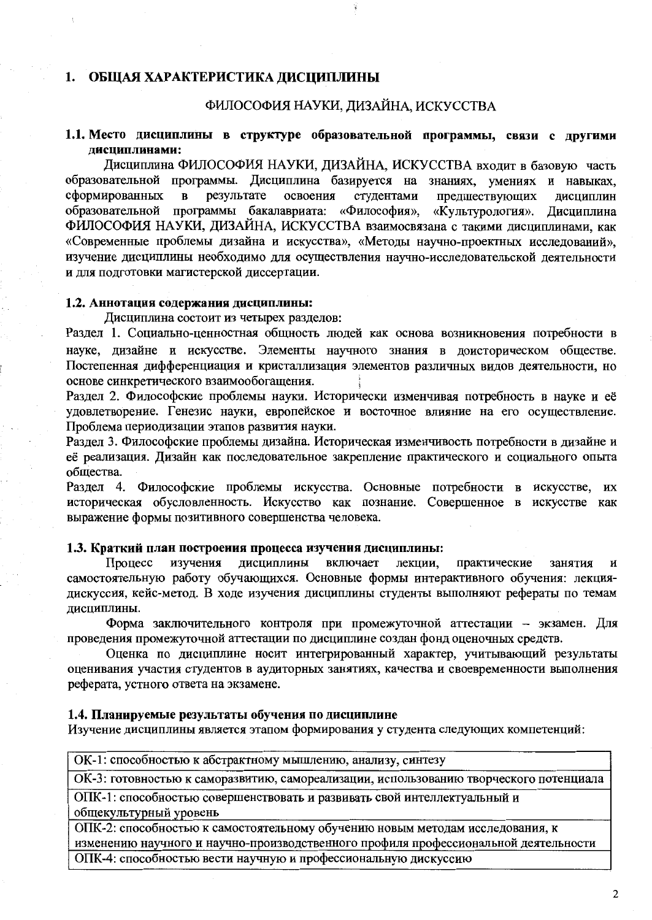# 1. ОБЩАЯ ХАРАКТЕРИСТИКА ДИСЦИПЛИНЫ

ФИЛОСОФИЯ НАУКИ, ДИЗАЙНА, ИСКУССТВА

## 1.1. Место дисциплины в структуре образовательной программы, связи с другими дисциплинами:

Дисциплина ФИЛОСОФИЯ НАУКИ, ДИЗАЙНА, ИСКУССТВА входит в базовую часть образовательной программы. Дисциплина базируется на знаниях, умениях и навыках, сформированных в результате освоения студентами предшествующих дисциплин образовательной программы бакалавриата: «Философия», «Культурология». Дисциплина ФИЛОСОФИЯ НАУКИ, ДИЗАЙНА, ИСКУССТВА взаимосвязана с такими дисциплинами, как «Современные проблемы дизайна и искусства», «Методы научно-проектных исследований», изучение дисциплины необходимо для осуществления научно-исследовательской деятельности и для подготовки магистерской диссертации.

## 1.2. Аннотация содержания дисциплины:

Дисциплина состоит из четырех разделов:

Раздел 1. Социально-ценностная общность людей как основа возникновения потребности в науке, дизайне и искусстве. Элементы научного знания в доисторическом обществе. Постепенная дифференциация и кристаллизация элементов различных видов деятельности, но основе синкретического взаимообогащения.

Раздел 2. Философские проблемы науки. Исторически изменчивая потребность в науке и её удовлетворение. Генезис науки, европейское и восточное влияние на его осуществление. Проблема периодизации этапов развития науки.

Раздел 3. Философские проблемы дизайна. Историческая изменчивость потребности в дизайне и её реализация. Дизайн как последовательное закрепление практического и социального опыта общества.

Раздел 4. Философские проблемы искусства. Основные потребности в искусстве, их историческая обусловленность. Искусство как познание. Совершенное в искусстве как выражение формы позитивного совершенства человека.

## 1.3. Краткий план построения процесса изучения дисциплины:

Процесс изучения дисциплины включает лекции, практические занятия и самостоятельную работу обучающихся. Основные формы интерактивного обучения: лекция-дискуссия, кейс-метод. В ходе изучения дисциплины студенты выполняют рефераты по темам дисциплины.

Форма заключительного контроля при промежуточной аттестации – экзамен. Для проведения промежуточной аттестации по дисциплине создан фонд оценочных средств.

Оценка по дисциплине носит интегрированный характер, учитывающий результаты оценивания участия студентов в аудиторных занятиях, качества и своевременности выполнения реферата, устного ответа на экзамене.

## 1.4. Планируемые результаты обучения по дисциплине

Изучение дисциплины является этапом формирования у студента следующих компетенций:

| Компетенции |
| --- |
| ОК-1: способностью к абстрактному мышлению, анализу, синтезу |
| ОК-3: готовностью к саморазвитию, самореализации, использованию творческого потенциала |
| ОПК-1: способностью совершенствовать и развивать свой интеллектуальный и общекультурный уровень |
| ОПК-2: способностью к самостоятельному обучению новым методам исследования, к изменению научного и научно-производственного профиля профессиональной деятельности |
| ОПК-4: способностью вести научную и профессиональную дискуссию |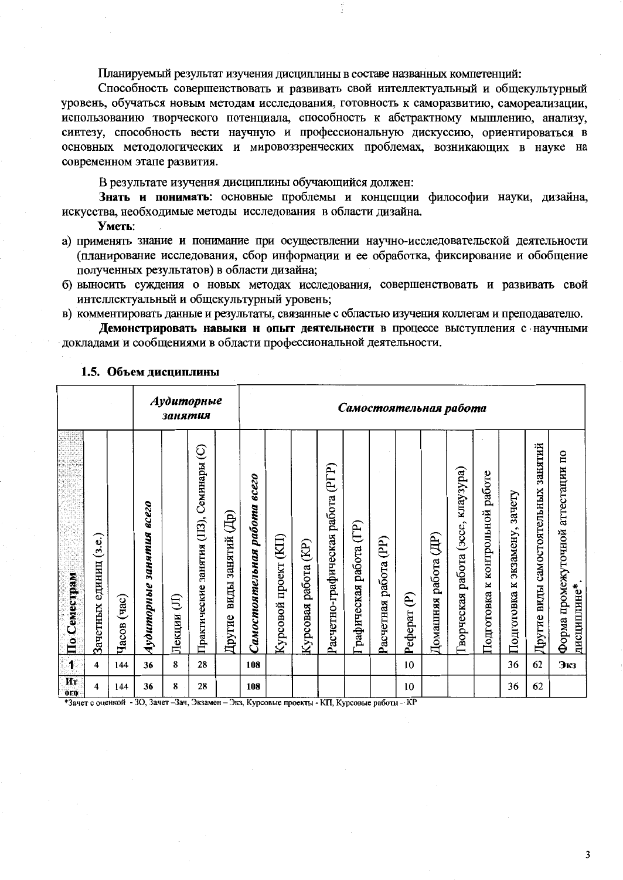Планируемый результат изучения дисциплины в составе названных компетенций:

Способность совершенствовать и развивать свой интеллектуальный и общекультурный уровень, обучаться новым методам исследования, готовность к саморазвитию, самореализации, использованию творческого потенциала, способность к абстрактному мышлению, анализу, синтезу, способность вести научную и профессиональную дискуссию, ориентироваться в основных методологических и мировоззренческих проблемах, возникающих в науке на современном этапе развития.

В результате изучения дисциплины обучающийся должен:

**Знать и понимать**: основные проблемы и концепции философии науки, дизайна, искусства, необходимые методы исследования в области дизайна.

**Уметь**:

а) применять знание и понимание при осуществлении научно-исследовательской деятельности (планирование исследования, сбор информации и ее обработка, фиксирование и обобщение полученных результатов) в области дизайна;

б) выносить суждения о новых методах исследования, совершенствовать и развивать свой интеллектуальный и общекультурный уровень;

в) комментировать данные и результаты, связанные с областью изучения коллегам и преподавателю.

**Демонстрировать навыки и опыт деятельности** в процессе выступления с научными докладами и сообщениями в области профессиональной деятельности.

### 1.5. Объем дисциплины

| | | | *Аудиторные занятия* | | | | *Самостоятельная работа* | | | | | | | | | | | | | |
|---|---|---|---|---|---|---|---|---|---|---|---|---|---|---|---|---|---|---|---|---|
| По Семестрам | Зачетных единиц (з.е.) | Часов (час) | *Аудиторные занятия всего* | Лекции (Л) | Практические занятия (ПЗ), Семинары (С) | Другие виды занятий (Др) | *Самостоятельная работа всего* | Курсовой проект (КП) | Курсовая работа (КР) | Расчетно-графическая работа (РГР) | Графическая работа (ГР) | Расчетная работа (РР) | Реферат (Р) | Домашняя работа (ДР) | Творческая работа (эссе, клаузура) | Подготовка к контрольной работе | Подготовка к экзамену, зачету | Другие виды самостоятельных занятий | Форма промежуточной аттестации по дисциплине* |
| 1 | 4 | 144 | 36 | 8 | 28 | | 108 | | | | | | 10 | | | | 36 | 62 | Экз |
| Итого | 4 | 144 | 36 | 8 | 28 | | 108 | | | | | | 10 | | | | 36 | 62 | |

*Зачет с оценкой - ЗО, Зачет –Зач, Экзамен – Экз, Курсовые проекты - КП, Курсовые работы - КР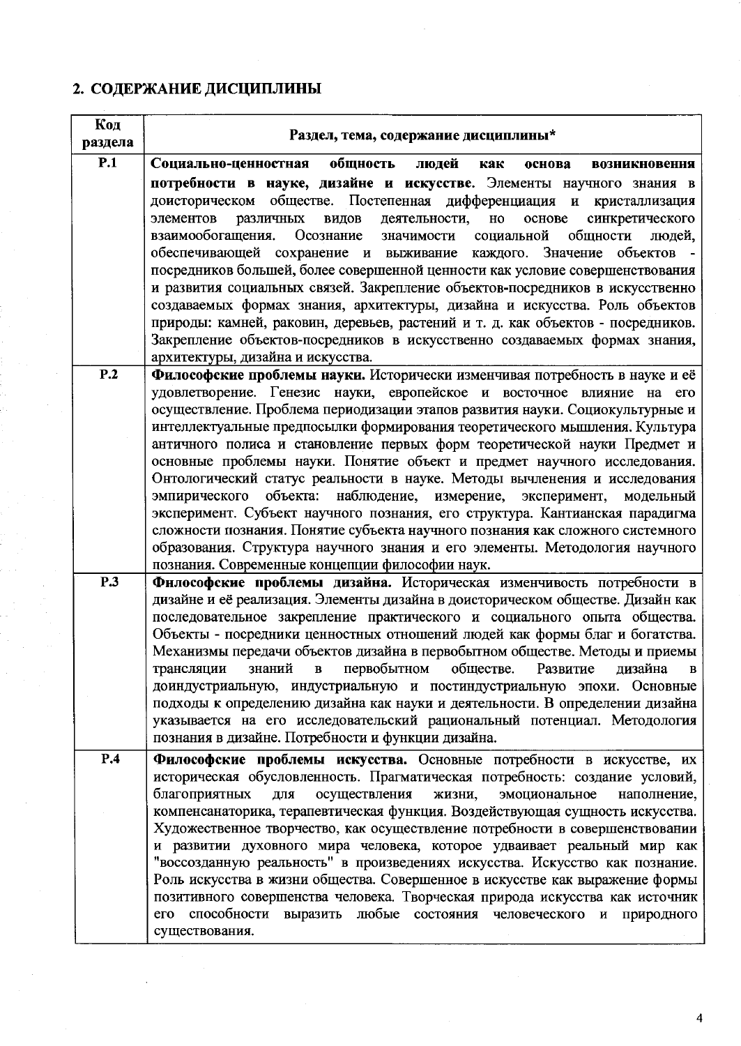## 2. СОДЕРЖАНИЕ ДИСЦИПЛИНЫ

| Код раздела | Раздел, тема, содержание дисциплины* |
|---|---|
| Р.1 | **Социально-ценностная общность людей как основа возникновения потребности в науке, дизайне и искусстве.** Элементы научного знания в доисторическом обществе. Постепенная дифференциация и кристаллизация элементов различных видов деятельности, но основе синкретического взаимообогащения. Осознание значимости социальной общности людей, обеспечивающей сохранение и выживание каждого. Значение объектов - посредников большей, более совершенной ценности как условие совершенствования и развития социальных связей. Закрепление объектов-посредников в искусственно создаваемых формах знания, архитектуры, дизайна и искусства. Роль объектов природы: камней, раковин, деревьев, растений и т. д. как объектов - посредников. Закрепление объектов-посредников в искусственно создаваемых формах знания, архитектуры, дизайна и искусства. |
| Р.2 | **Философские проблемы науки.** Исторически изменчивая потребность в науке и её удовлетворение. Генезис науки, европейское и восточное влияние на его осуществление. Проблема периодизации этапов развития науки. Социокультурные и интеллектуальные предпосылки формирования теоретического мышления. Культура античного полиса и становление первых форм теоретической науки Предмет и основные проблемы науки. Понятие объект и предмет научного исследования. Онтологический статус реальности в науке. Методы вычленения и исследования эмпирического объекта: наблюдение, измерение, эксперимент, модельный эксперимент. Субъект научного познания, его структура. Кантианская парадигма сложности познания. Понятие субъекта научного познания как сложного системного образования. Структура научного знания и его элементы. Методология научного познания. Современные концепции философии наук. |
| Р.3 | **Философские проблемы дизайна.** Историческая изменчивость потребности в дизайне и её реализация. Элементы дизайна в доисторическом обществе. Дизайн как последовательное закрепление практического и социального опыта общества. Объекты - посредники ценностных отношений людей как формы благ и богатства. Механизмы передачи объектов дизайна в первобытном обществе. Методы и приемы трансляции знаний в первобытном обществе. Развитие дизайна в доиндустриальную, индустриальную и постиндустриальную эпохи. Основные подходы к определению дизайна как науки и деятельности. В определении дизайна указывается на его исследовательский рациональный потенциал. Методология познания в дизайне. Потребности и функции дизайна. |
| Р.4 | **Философские проблемы искусства.** Основные потребности в искусстве, их историческая обусловленность. Прагматическая потребность: создание условий, благоприятных для осуществления жизни, эмоциональное наполнение, компенсаторика, терапевтическая функция. Воздействующая сущность искусства. Художественное творчество, как осуществление потребности в совершенствовании и развитии духовного мира человека, которое удваивает реальный мир как "воссозданную реальность" в произведениях искусства. Искусство как познание. Роль искусства в жизни общества. Совершенное в искусстве как выражение формы позитивного совершенства человека. Творческая природа искусства как источник его способности выразить любые состояния человеческого и природного существования. |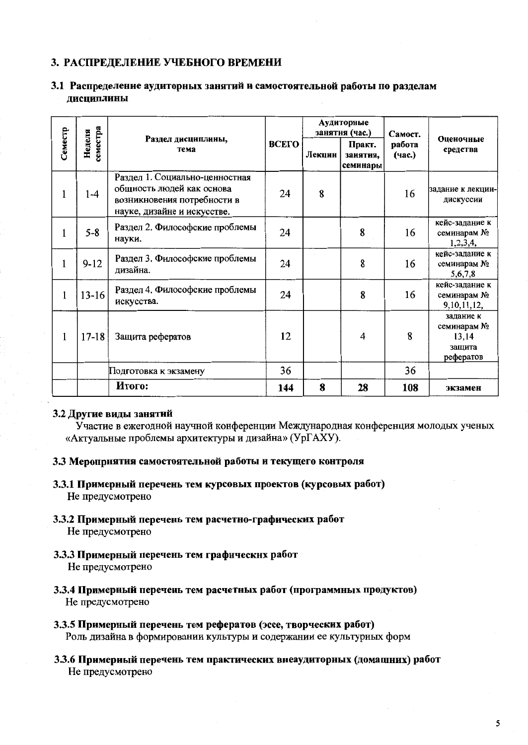## 3. РАСПРЕДЕЛЕНИЕ УЧЕБНОГО ВРЕМЕНИ

### 3.1 Распределение аудиторных занятий и самостоятельной работы по разделам дисциплины

| Семестр | Неделя семестра | Раздел дисциплины, тема | ВСЕГО | Аудиторные занятия (час.) | | Самост. работа (час.) | Оценочные средства |
|---|---|---|---|---|---|---|---|
| | | | | Лекции | Практ. занятия, семинары | | |
| 1 | 1-4 | Раздел 1. Социально-ценностная общность людей как основа возникновения потребности в науке, дизайне и искусстве. | 24 | 8 | | 16 | задание к лекции-дискуссии |
| 1 | 5-8 | Раздел 2. Философские проблемы науки. | 24 | | 8 | 16 | кейс-задание к семинарам № 1,2,3,4, |
| 1 | 9-12 | Раздел 3. Философские проблемы дизайна. | 24 | | 8 | 16 | кейс-задание к семинарам № 5,6,7,8 |
| 1 | 13-16 | Раздел 4. Философские проблемы искусства. | 24 | | 8 | 16 | кейс-задание к семинарам № 9,10,11,12, |
| 1 | 17-18 | Защита рефератов | 12 | | 4 | 8 | задание к семинарам № 13,14 защита рефератов |
| | | Подготовка к экзамену | 36 | | | 36 | |
| | | **Итого:** | **144** | **8** | **28** | **108** | **экзамен** |

### 3.2 Другие виды занятий

Участие в ежегодной научной конференции Международная конференция молодых ученых «Актуальные проблемы архитектуры и дизайна» (УрГАХУ).

### 3.3 Мероприятия самостоятельной работы и текущего контроля

#### 3.3.1 Примерный перечень тем курсовых проектов (курсовых работ)

Не предусмотрено

#### 3.3.2 Примерный перечень тем расчетно-графических работ

Не предусмотрено

#### 3.3.3 Примерный перечень тем графических работ

Не предусмотрено

#### 3.3.4 Примерный перечень тем расчетных работ (программных продуктов)

Не предусмотрено

#### 3.3.5 Примерный перечень тем рефератов (эссе, творческих работ)

Роль дизайна в формировании культуры и содержании ее культурных форм

#### 3.3.6 Примерный перечень тем практических внеаудиторных (домашних) работ

Не предусмотрено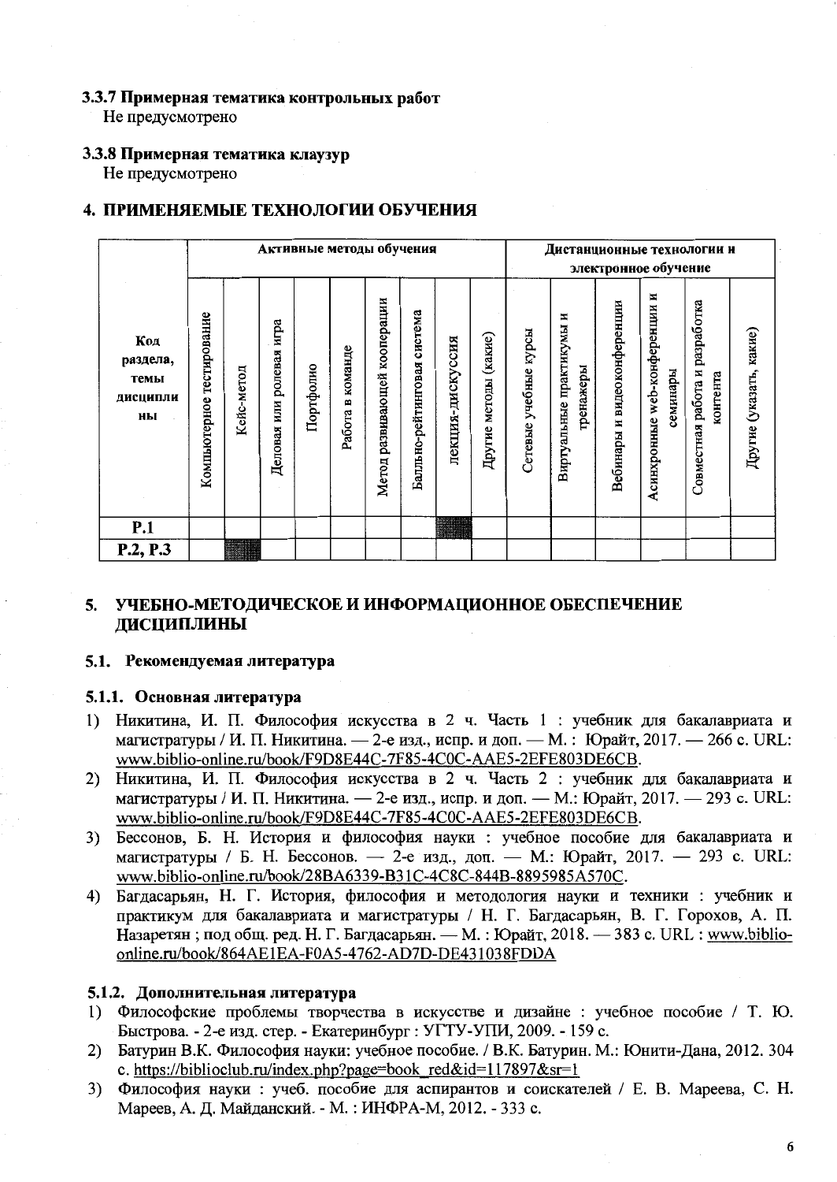### 3.3.7 Примерная тематика контрольных работ

Не предусмотрено

### 3.3.8 Примерная тематика клаузур

Не предусмотрено

## 4. ПРИМЕНЯЕМЫЕ ТЕХНОЛОГИИ ОБУЧЕНИЯ

| Код раздела, темы дисциплины | Активные методы обучения | | | | | | | | | Дистанционные технологии и электронное обучение | | | | | |
|---|---|---|---|---|---|---|---|---|---|---|---|---|---|---|---|
| | Компьютерное тестирование | Кейс-метод | Деловая или ролевая игра | Портфолио | Работа в команде | Метод развивающей кооперации | Балльно-рейтинговая система | лекция-дискуссия | Другие методы (какие) | Сетевые учебные курсы | Виртуальные практикумы и тренажеры | Вебинары и видеоконференции | Асинхронные web-конференции и семинары | Совместная работа и разработка контента | Другие (указать, какие) |
| Р.1 | | | | | | | | ■ | | | | | | | |
| Р.2, Р.3 | | ■ | | | | | | | | | | | | | |

## 5. УЧЕБНО-МЕТОДИЧЕСКОЕ И ИНФОРМАЦИОННОЕ ОБЕСПЕЧЕНИЕ ДИСЦИПЛИНЫ

### 5.1. Рекомендуемая литература

#### 5.1.1. Основная литература

1) Никитина, И. П. Философия искусства в 2 ч. Часть 1 : учебник для бакалавриата и магистратуры / И. П. Никитина. — 2-е изд., испр. и доп. — М. : Юрайт, 2017. — 266 с. URL: www.biblio-online.ru/book/F9D8E44C-7F85-4C0C-AAE5-2EFE803DE6CB.
2) Никитина, И. П. Философия искусства в 2 ч. Часть 2 : учебник для бакалавриата и магистратуры / И. П. Никитина. — 2-е изд., испр. и доп. — М.: Юрайт, 2017. — 293 с. URL: www.biblio-online.ru/book/F9D8E44C-7F85-4C0C-AAE5-2EFE803DE6CB.
3) Бессонов, Б. Н. История и философия науки : учебное пособие для бакалавриата и магистратуры / Б. Н. Бессонов. — 2-е изд., доп. — М.: Юрайт, 2017. — 293 с. URL: www.biblio-online.ru/book/28BA6339-B31C-4C8C-844B-8895985A570C.
4) Багдасарьян, Н. Г. История, философия и методология науки и техники : учебник и практикум для бакалавриата и магистратуры / Н. Г. Багдасарьян, В. Г. Горохов, А. П. Назаретян ; под общ. ред. Н. Г. Багдасарьян. — М. : Юрайт, 2018. — 383 с. URL : www.biblio-online.ru/book/864AE1EA-F0A5-4762-AD7D-DE431038FDDA

#### 5.1.2. Дополнительная литература

1) Философские проблемы творчества в искусстве и дизайне : учебное пособие / Т. Ю. Быстрова. - 2-е изд. стер. - Екатеринбург : УГТУ-УПИ, 2009. - 159 с.
2) Батурин В.К. Философия науки: учебное пособие. / В.К. Батурин. М.: Юнити-Дана, 2012. 304 с. https://biblioclub.ru/index.php?page=book_red&id=117897&sr=1
3) Философия науки : учеб. пособие для аспирантов и соискателей / Е. В. Мареева, С. Н. Мареев, А. Д. Майданский. - М. : ИНФРА-М, 2012. - 333 с.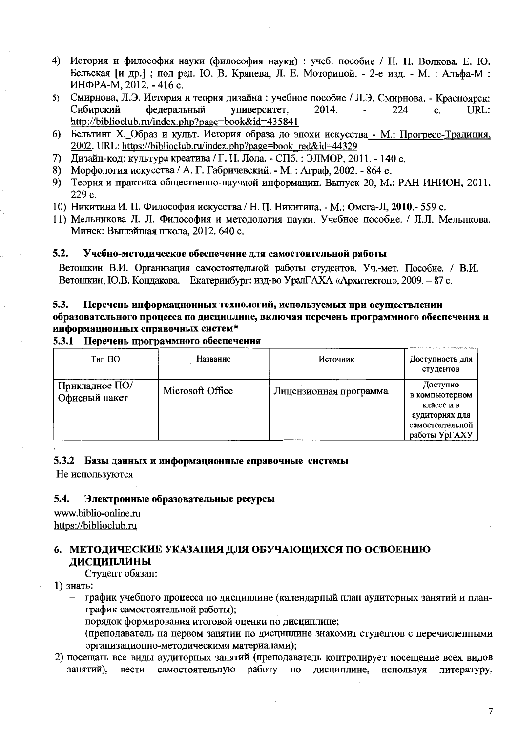4) История и философия науки (философия науки) : учеб. пособие / Н. П. Волкова, Е. Ю. Бельская [и др.] ; под ред. Ю. В. Крянева, Л. Е. Моториной. - 2-е изд. - М. : Альфа-М : ИНФРА-М, 2012. - 416 с.
5) Смирнова, Л.Э. История и теория дизайна : учебное пособие / Л.Э. Смирнова. - Красноярск: Сибирский федеральный университет, 2014. - 224 с. URL: http://biblioclub.ru/index.php?page=book&id=435841
6) Бельтинг Х. Образ и культ. История образа до эпохи искусства - М.: Прогресс-Традиция, 2002. URL: https://biblioclub.ru/index.php?page=book_red&id=44329
7) Дизайн-код: культура креатива / Г. Н. Лола. - СПб. : ЭЛМОР, 2011. - 140 с.
8) Морфология искусства / А. Г. Габричевский. - М. : Аграф, 2002. - 864 с.
9) Теория и практика общественно-научной информации. Выпуск 20, М.: РАН ИНИОН, 2011. 229 с.
10) Никитина И. П. Философия искусства / Н. П. Никитина. - М.: Омега-Л, **2010**.- 559 с.
11) Мельникова Л. Л. Философия и методология науки. Учебное пособие. / Л.Л. Мельнкова. Минск: Вышэйшая школа, 2012. 640 с.

### 5.2. Учебно-методическое обеспечение для самостоятельной работы

Ветошкин В.И. Организация самостоятельной работы студентов. Уч.-мет. Пособие. / В.И. Ветошкин, Ю.В. Кондакова. – Екатеринбург: изд-во УралГАХА «Архитектон», 2009. – 87 с.

### 5.3. Перечень информационных технологий, используемых при осуществлении образовательного процесса по дисциплине, включая перечень программного обеспечения и информационных справочных систем*

#### 5.3.1 Перечень программного обеспечения

| Тип ПО | Название | Источник | Доступность для студентов |
|---|---|---|---|
| Прикладное ПО/ Офисный пакет | Microsoft Office | Лицензионная программа | Доступно в компьютерном классе и в аудиториях для самостоятельной работы УрГАХУ |

#### 5.3.2 Базы данных и информационные справочные системы

Не используются

### 5.4. Электронные образовательные ресурсы

www.biblio-online.ru
https://biblioclub.ru

## 6. МЕТОДИЧЕСКИЕ УКАЗАНИЯ ДЛЯ ОБУЧАЮЩИХСЯ ПО ОСВОЕНИЮ ДИСЦИПЛИНЫ

Студент обязан:

1) знать:
   - график учебного процесса по дисциплине (календарный план аудиторных занятий и план-график самостоятельной работы);
   - порядок формирования итоговой оценки по дисциплине;
   (преподаватель на первом занятии по дисциплине знакомит студентов с перечисленными организационно-методическими материалами);
2) посещать все виды аудиторных занятий (преподаватель контролирует посещение всех видов занятий), вести самостоятельную работу по дисциплине, используя литературу,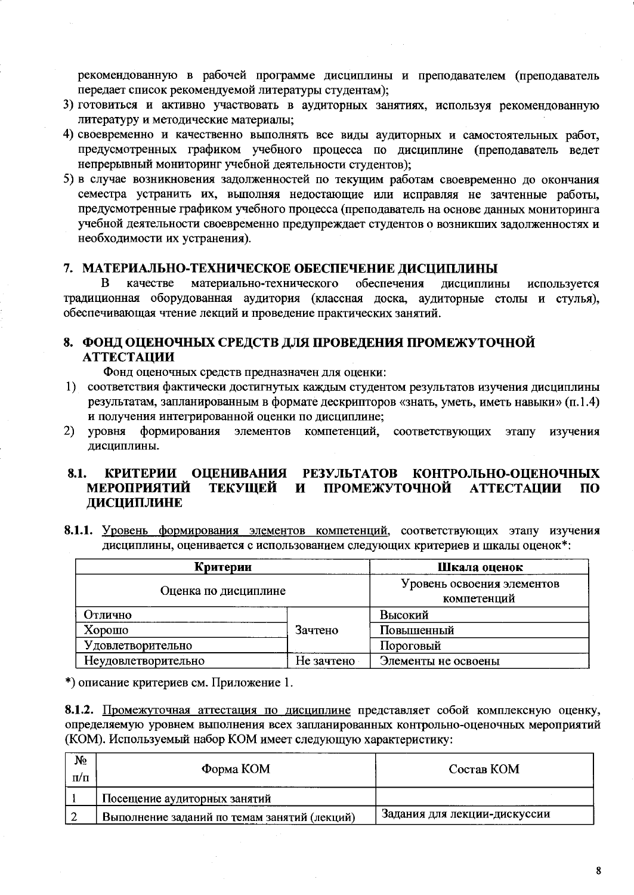рекомендованную в рабочей программе дисциплины и преподавателем (преподаватель передает список рекомендуемой литературы студентам);

3) готовиться и активно участвовать в аудиторных занятиях, используя рекомендованную литературу и методические материалы;
4) своевременно и качественно выполнять все виды аудиторных и самостоятельных работ, предусмотренных графиком учебного процесса по дисциплине (преподаватель ведет непрерывный мониторинг учебной деятельности студентов);
5) в случае возникновения задолженностей по текущим работам своевременно до окончания семестра устранить их, выполняя недостающие или исправляя не зачтенные работы, предусмотренные графиком учебного процесса (преподаватель на основе данных мониторинга учебной деятельности своевременно предупреждает студентов о возникших задолженностях и необходимости их устранения).

## 7. МАТЕРИАЛЬНО-ТЕХНИЧЕСКОЕ ОБЕСПЕЧЕНИЕ ДИСЦИПЛИНЫ

В качестве материально-технического обеспечения дисциплины используется традиционная оборудованная аудитория (классная доска, аудиторные столы и стулья), обеспечивающая чтение лекций и проведение практических занятий.

## 8. ФОНД ОЦЕНОЧНЫХ СРЕДСТВ ДЛЯ ПРОВЕДЕНИЯ ПРОМЕЖУТОЧНОЙ АТТЕСТАЦИИ

Фонд оценочных средств предназначен для оценки:

1) соответствия фактически достигнутых каждым студентом результатов изучения дисциплины результатам, запланированным в формате дескрипторов «знать, уметь, иметь навыки» (п.1.4) и получения интегрированной оценки по дисциплине;
2) уровня формирования элементов компетенций, соответствующих этапу изучения дисциплины.

### 8.1. КРИТЕРИИ ОЦЕНИВАНИЯ РЕЗУЛЬТАТОВ КОНТРОЛЬНО-ОЦЕНОЧНЫХ МЕРОПРИЯТИЙ ТЕКУЩЕЙ И ПРОМЕЖУТОЧНОЙ АТТЕСТАЦИИ ПО ДИСЦИПЛИНЕ

**8.1.1.** Уровень формирования элементов компетенций, соответствующих этапу изучения дисциплины, оценивается с использованием следующих критериев и шкалы оценок*:

| Критерии | | Шкала оценок |
|---|---|---|
| Оценка по дисциплине | | Уровень освоения элементов компетенций |
| Отлично | Зачтено | Высокий |
| Хорошо | | Повышенный |
| Удовлетворительно | | Пороговый |
| Неудовлетворительно | Не зачтено | Элементы не освоены |

*) описание критериев см. Приложение 1.

**8.1.2.** Промежуточная аттестация по дисциплине представляет собой комплексную оценку, определяемую уровнем выполнения всех запланированных контрольно-оценочных мероприятий (КОМ). Используемый набор КОМ имеет следующую характеристику:

| № п/п | Форма КОМ | Состав КОМ |
|---|---|---|
| 1 | Посещение аудиторных занятий | |
| 2 | Выполнение заданий по темам занятий (лекций) | Задания для лекции-дискуссии |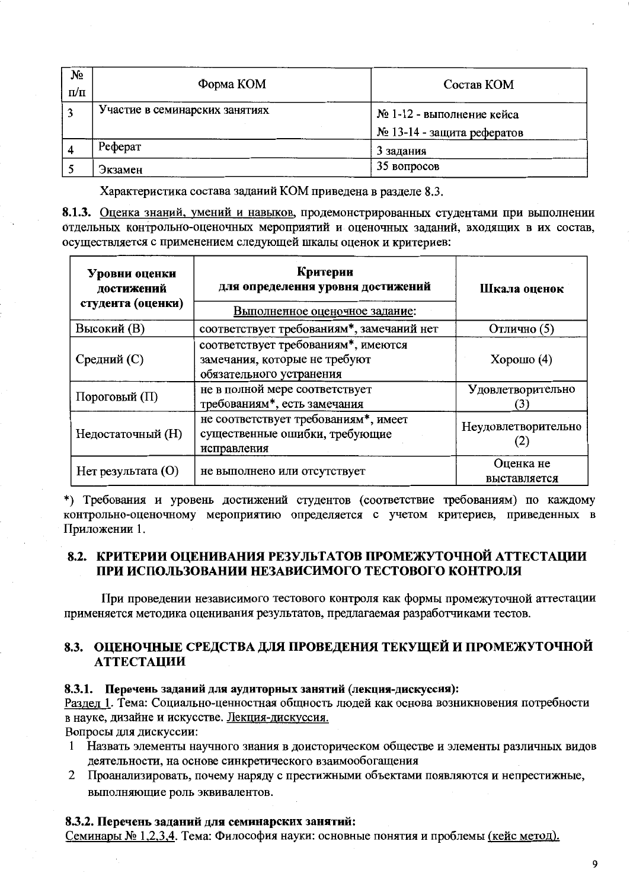| № п/п | Форма КОМ | Состав КОМ |
|---|---|---|
| 3 | Участие в семинарских занятиях | № 1-12 - выполнение кейса<br>№ 13-14 - защита рефератов |
| 4 | Реферат | 3 задания |
| 5 | Экзамен | 35 вопросов |

Характеристика состава заданий КОМ приведена в разделе 8.3.

**8.1.3.** Оценка знаний, умений и навыков, продемонстрированных студентами при выполнении отдельных контрольно-оценочных мероприятий и оценочных заданий, входящих в их состав, осуществляется с применением следующей шкалы оценок и критериев:

| Уровни оценки достижений студента (оценки) | Критерии для определения уровня достижений | Шкала оценок |
|---|---|---|
| | Выполненное оценочное задание: | |
| Высокий (В) | соответствует требованиям*, замечаний нет | Отлично (5) |
| Средний (С) | соответствует требованиям*, имеются замечания, которые не требуют обязательного устранения | Хорошо (4) |
| Пороговый (П) | не в полной мере соответствует требованиям*, есть замечания | Удовлетворительно (3) |
| Недостаточный (Н) | не соответствует требованиям*, имеет существенные ошибки, требующие исправления | Неудовлетворительно (2) |
| Нет результата (О) | не выполнено или отсутствует | Оценка не выставляется |

*) Требования и уровень достижений студентов (соответствие требованиям) по каждому контрольно-оценочному мероприятию определяется с учетом критериев, приведенных в Приложении 1.

## 8.2. КРИТЕРИИ ОЦЕНИВАНИЯ РЕЗУЛЬТАТОВ ПРОМЕЖУТОЧНОЙ АТТЕСТАЦИИ ПРИ ИСПОЛЬЗОВАНИИ НЕЗАВИСИМОГО ТЕСТОВОГО КОНТРОЛЯ

При проведении независимого тестового контроля как формы промежуточной аттестации применяется методика оценивания результатов, предлагаемая разработчиками тестов.

## 8.3. ОЦЕНОЧНЫЕ СРЕДСТВА ДЛЯ ПРОВЕДЕНИЯ ТЕКУЩЕЙ И ПРОМЕЖУТОЧНОЙ АТТЕСТАЦИИ

### 8.3.1. Перечень заданий для аудиторных занятий (лекция-дискуссия):

Раздел 1. Тема: Социально-ценностная общность людей как основа возникновения потребности в науке, дизайне и искусстве. Лекция-дискуссия.

Вопросы для дискуссии:

1. Назвать элементы научного знания в доисторическом обществе и элементы различных видов деятельности, на основе синкретического взаимообогащения
2. Проанализировать, почему наряду с престижными объектами появляются и непрестижные, выполняющие роль эквивалентов.

### 8.3.2. Перечень заданий для семинарских занятий:

Семинары № 1,2,3,4. Тема: Философия науки: основные понятия и проблемы (кейс метод).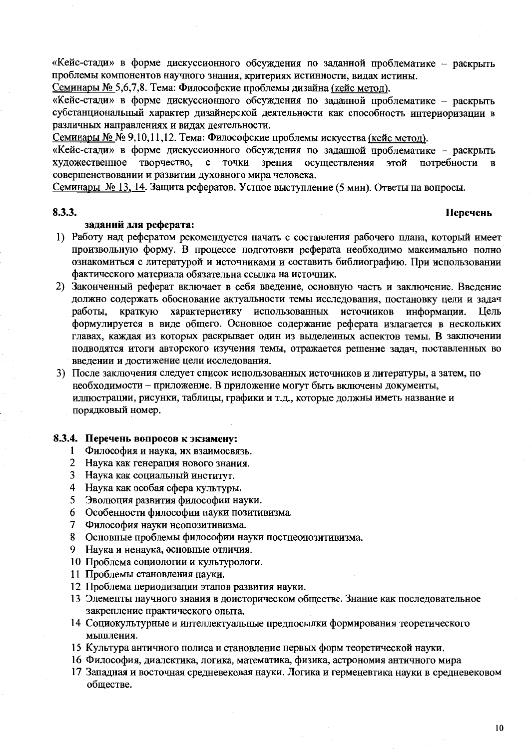«Кейс-стади» в форме дискуссионного обсуждения по заданной проблематике – раскрыть проблемы компонентов научного знания, критериях истинности, видах истины.

<u>Семинары № 5,6,7,8.</u> Тема: Философские проблемы дизайна <u>(кейс метод)</u>.

«Кейс-стади» в форме дискуссионного обсуждения по заданной проблематике – раскрыть субстанциональный характер дизайнерской деятельности как способность интериоризации в различных направлениях и видах деятельности.

<u>Семинары № №</u> 9,10,11,12. Тема: Философские проблемы искусства <u>(кейс метод)</u>.

«Кейс-стади» в форме дискуссионного обсуждения по заданной проблематике – раскрыть художественное творчество, с точки зрения осуществления этой потребности в совершенствовании и развитии духовного мира человека.

<u>Семинары № 13, 14</u>. Защита рефератов. Устное выступление (5 мин). Ответы на вопросы.

**8.3.3. Перечень заданий для реферата:**

1) Работу над рефератом рекомендуется начать с составления рабочего плана, который имеет произвольную форму. В процессе подготовки реферата необходимо максимально полно ознакомиться с литературой и источниками и составить библиографию. При использовании фактического материала обязательна ссылка на источник.
2) Законченный реферат включает в себя введение, основную часть и заключение. Введение должно содержать обоснование актуальности темы исследования, постановку цели и задач работы, краткую характеристику использованных источников информации. Цель формулируется в виде общего. Основное содержание реферата излагается в нескольких главах, каждая из которых раскрывает один из выделенных аспектов темы. В заключении подводятся итоги авторского изучения темы, отражается решение задач, поставленных во введении и достижение цели исследования.
3) После заключения следует список использованных источников и литературы, а затем, по необходимости – приложение. В приложение могут быть включены документы, иллюстрации, рисунки, таблицы, графики и т.д., которые должны иметь название и порядковый номер.

**8.3.4. Перечень вопросов к экзамену:**

1. Философия и наука, их взаимосвязь.
2. Наука как генерация нового знания.
3. Наука как социальный институт.
4. Наука как особая сфера культуры.
5. Эволюция развития философии науки.
6. Особенности философии науки позитивизма.
7. Философия науки неопозитивизма.
8. Основные проблемы философии науки постнеопозитивизма.
9. Наука и ненаука, основные отличия.
10. Проблема социологии и культурологи.
11. Проблемы становления науки.
12. Проблема периодизации этапов развития науки.
13. Элементы научного знания в доисторическом обществе. Знание как последовательное закрепление практического опыта.
14. Социокультурные и интеллектуальные предпосылки формирования теоретического мышления.
15. Культура античного полиса и становление первых форм теоретической науки.
16. Философия, диалектика, логика, математика, физика, астрономия античного мира
17. Западная и восточная средневековая науки. Логика и герменевтика науки в средневековом обществе.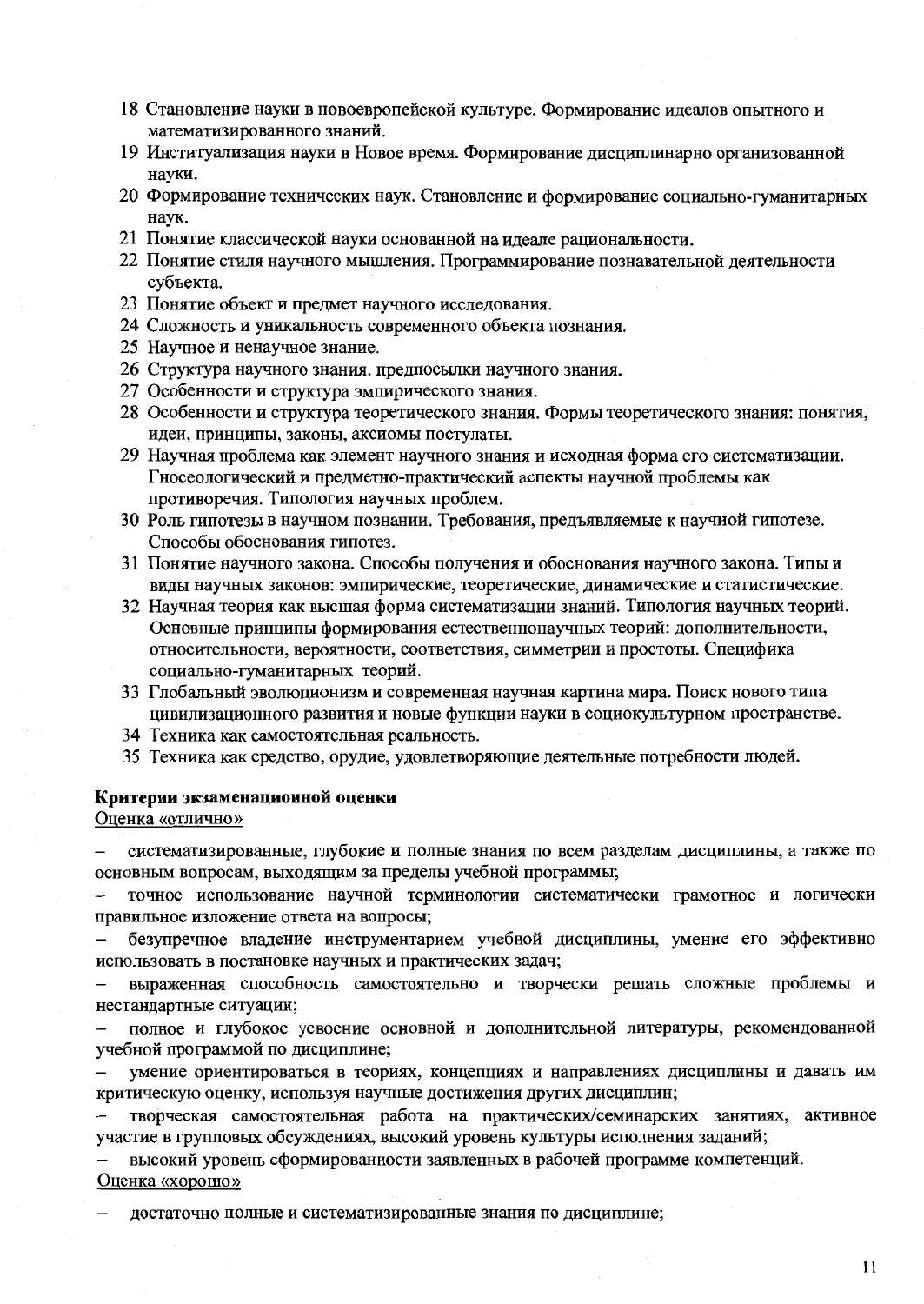18 Становление науки в новоевропейской культуре. Формирование идеалов опытного и математизированного знаний.
19 Институализация науки в Новое время. Формирование дисциплинарно организованной науки.
20 Формирование технических наук. Становление и формирование социально-гуманитарных наук.
21 Понятие классической науки основанной на идеале рациональности.
22 Понятие стиля научного мышления. Программирование познавательной деятельности субъекта.
23 Понятие объект и предмет научного исследования.
24 Сложность и уникальность современного объекта познания.
25 Научное и ненаучное знание.
26 Структура научного знания. предпосылки научного знания.
27 Особенности и структура эмпирического знания.
28 Особенности и структура теоретического знания. Формы теоретического знания: понятия, идеи, принципы, законы, аксиомы постулаты.
29 Научная проблема как элемент научного знания и исходная форма его систематизации. Гносеологический и предметно-практический аспекты научной проблемы как противоречия. Типология научных проблем.
30 Роль гипотезы в научном познании. Требования, предъявляемые к научной гипотезе. Способы обоснования гипотез.
31 Понятие научного закона. Способы получения и обоснования научного закона. Типы и виды научных законов: эмпирические, теоретические, динамические и статистические.
32 Научная теория как высшая форма систематизации знаний. Типология научных теорий. Основные принципы формирования естественнонаучных теорий: дополнительности, относительности, вероятности, соответствия, симметрии и простоты. Специфика социально-гуманитарных теорий.
33 Глобальный эволюционизм и современная научная картина мира. Поиск нового типа цивилизационного развития и новые функции науки в социокультурном пространстве.
34 Техника как самостоятельная реальность.
35 Техника как средство, орудие, удовлетворяющие деятельные потребности людей.

**Критерии экзаменационной оценки**

Оценка «отлично»

- систематизированные, глубокие и полные знания по всем разделам дисциплины, а также по основным вопросам, выходящим за пределы учебной программы;
- точное использование научной терминологии систематически грамотное и логически правильное изложение ответа на вопросы;
- безупречное владение инструментарием учебной дисциплины, умение его эффективно использовать в постановке научных и практических задач;
- выраженная способность самостоятельно и творчески решать сложные проблемы и нестандартные ситуации;
- полное и глубокое усвоение основной и дополнительной литературы, рекомендованной учебной программой по дисциплине;
- умение ориентироваться в теориях, концепциях и направлениях дисциплины и давать им критическую оценку, используя научные достижения других дисциплин;
- творческая самостоятельная работа на практических/семинарских занятиях, активное участие в групповых обсуждениях, высокий уровень культуры исполнения заданий;
- высокий уровень сформированности заявленных в рабочей программе компетенций.

Оценка «хорошо»

- достаточно полные и систематизированные знания по дисциплине;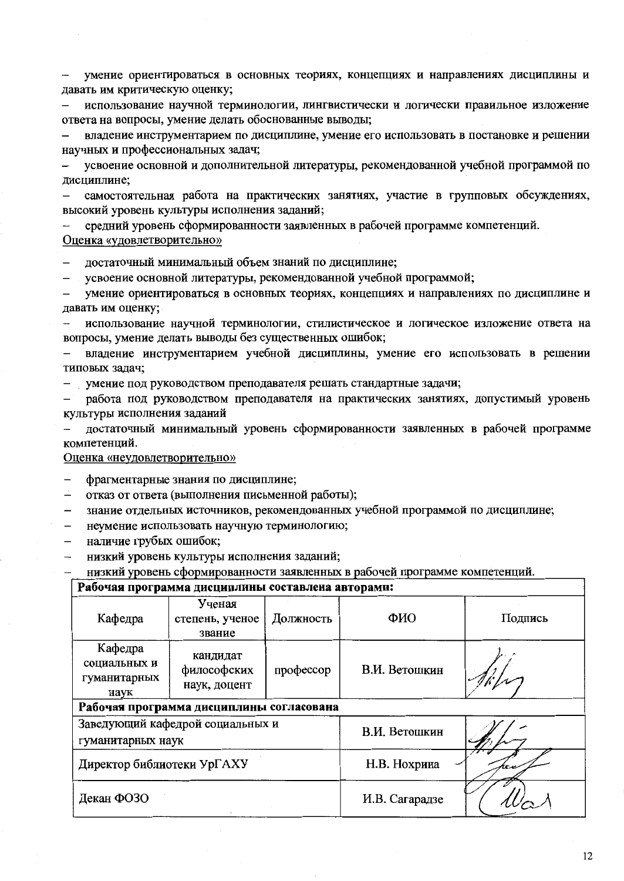- умение ориентироваться в основных теориях, концепциях и направлениях дисциплины и давать им критическую оценку;
- использование научной терминологии, лингвистически и логически правильное изложение ответа на вопросы, умение делать обоснованные выводы;
- владение инструментарием по дисциплине, умение его использовать в постановке и решении научных и профессиональных задач;
- усвоение основной и дополнительной литературы, рекомендованной учебной программой по дисциплине;
- самостоятельная работа на практических занятиях, участие в групповых обсуждениях, высокий уровень культуры исполнения заданий;
- средний уровень сформированности заявленных в рабочей программе компетенций.

Оценка «удовлетворительно»

- достаточный минимальный объем знаний по дисциплине;
- усвоение основной литературы, рекомендованной учебной программой;
- умение ориентироваться в основных теориях, концепциях и направлениях по дисциплине и давать им оценку;
- использование научной терминологии, стилистическое и логическое изложение ответа на вопросы, умение делать выводы без существенных ошибок;
- владение инструментарием учебной дисциплины, умение его использовать в решении типовых задач;
- умение под руководством преподавателя решать стандартные задачи;
- работа под руководством преподавателя на практических занятиях, допустимый уровень культуры исполнения заданий
- достаточный минимальный уровень сформированности заявленных в рабочей программе компетенций.

Оценка «неудовлетворительно»

- фрагментарные знания по дисциплине;
- отказ от ответа (выполнения письменной работы);
- знание отдельных источников, рекомендованных учебной программой по дисциплине;
- неумение использовать научную терминологию;
- наличие грубых ошибок;
- низкий уровень культуры исполнения заданий;
- низкий уровень сформированности заявленных в рабочей программе компетенций.

| **Рабочая программа дисциплины составлена авторами:** | | | | |
|---|---|---|---|---|
| Кафедра | Ученая степень, ученое звание | Должность | ФИО | Подпись |
| Кафедра социальных и гуманитарных наук | кандидат философских наук, доцент | профессор | В.И. Ветошкин | |
| **Рабочая программа дисциплины согласована** | | | | |
| Заведующий кафедрой социальных и гуманитарных наук | | | В.И. Ветошкин | |
| Директор библиотеки УрГАХУ | | | Н.В. Нохрина | |
| Декан ФОЗО | | | И.В. Сагарадзе | |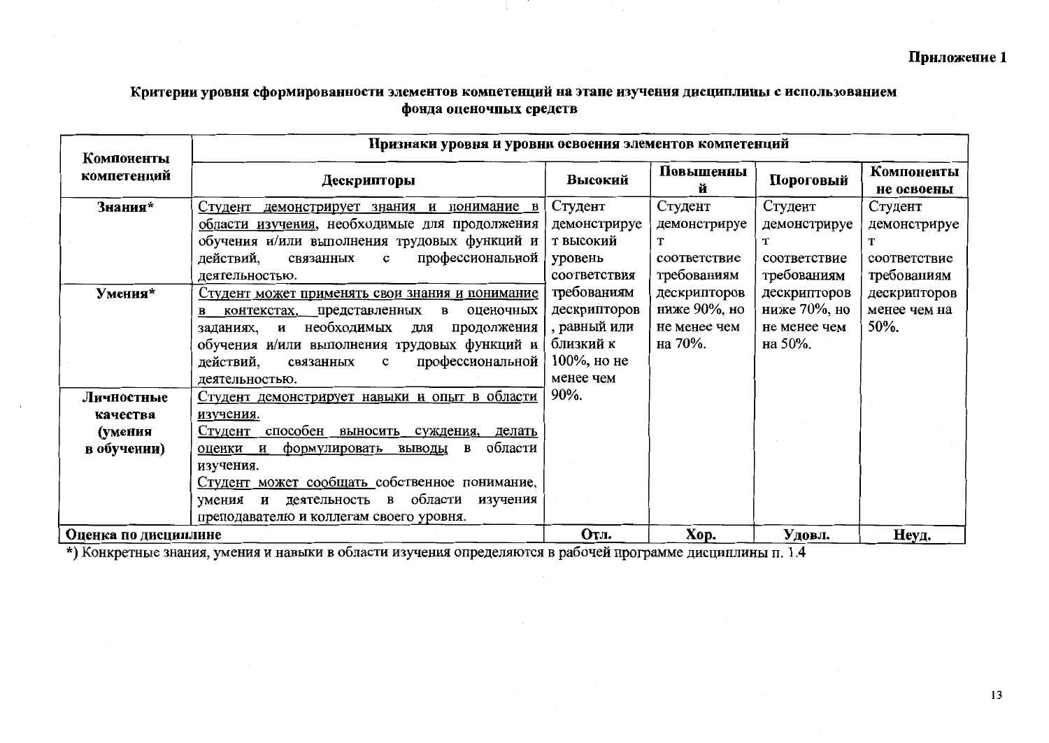Приложение 1

**Критерии уровня сформированности элементов компетенций на этапе изучения дисциплины с использованием фонда оценочных средств**

| Компоненты компетенций | Признаки уровня и уровни освоения элементов компетенций | | | | |
|---|---|---|---|---|---|
| | Дескрипторы | Высокий | Повышенный | Пороговый | Компоненты не освоены |
| **Знания*** | Студент демонстрирует знания и понимание в области изучения, необходимые для продолжения обучения и/или выполнения трудовых функций и действий, связанных с профессиональной деятельностью. | Студент демонстрирует высокий уровень соответствия требованиям дескрипторов, равный или близкий к 100%, но не менее чем 90%. | Студент демонстрирует соответствие требованиям дескрипторов ниже 90%, но не менее чем на 70%. | Студент демонстрирует соответствие требованиям дескрипторов ниже 70%, но не менее чем на 50%. | Студент демонстрирует соответствие требованиям дескрипторов менее чем на 50%. |
| **Умения*** | Студент может применять свои знания и понимание в контекстах, представленных в оценочных заданиях, и необходимых для продолжения обучения и/или выполнения трудовых функций и действий, связанных с профессиональной деятельностью. | | | | |
| **Личностные качества (умения в обучении)** | Студент демонстрирует навыки и опыт в области изучения. Студент способен выносить суждения, делать оценки и формулировать выводы в области изучения. Студент может сообщать собственное понимание, умения и деятельность в области изучения преподавателю и коллегам своего уровня. | | | | |
| **Оценка по дисциплине** | | **Отл.** | **Хор.** | **Удовл.** | **Неуд.** |

*) Конкретные знания, умения и навыки в области изучения определяются в рабочей программе дисциплины п. 1.4